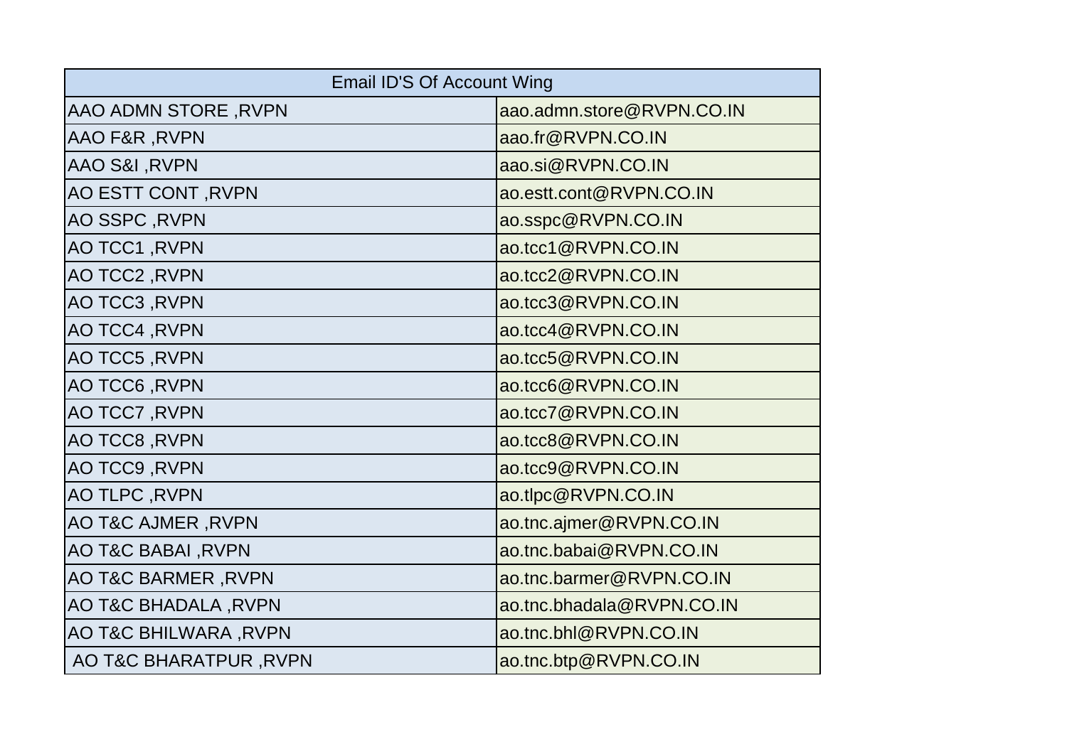| Email ID'S Of Account Wing | |
|---|---|
| AAO ADMN STORE ,RVPN | aao.admn.store@RVPN.CO.IN |
| AAO F&R ,RVPN | aao.fr@RVPN.CO.IN |
| AAO S&I ,RVPN | aao.si@RVPN.CO.IN |
| AO ESTT CONT ,RVPN | ao.estt.cont@RVPN.CO.IN |
| AO SSPC ,RVPN | ao.sspc@RVPN.CO.IN |
| AO TCC1 ,RVPN | ao.tcc1@RVPN.CO.IN |
| AO TCC2 ,RVPN | ao.tcc2@RVPN.CO.IN |
| AO TCC3 ,RVPN | ao.tcc3@RVPN.CO.IN |
| AO TCC4 ,RVPN | ao.tcc4@RVPN.CO.IN |
| AO TCC5 ,RVPN | ao.tcc5@RVPN.CO.IN |
| AO TCC6 ,RVPN | ao.tcc6@RVPN.CO.IN |
| AO TCC7 ,RVPN | ao.tcc7@RVPN.CO.IN |
| AO TCC8 ,RVPN | ao.tcc8@RVPN.CO.IN |
| AO TCC9 ,RVPN | ao.tcc9@RVPN.CO.IN |
| AO TLPC ,RVPN | ao.tlpc@RVPN.CO.IN |
| AO T&C AJMER ,RVPN | ao.tnc.ajmer@RVPN.CO.IN |
| AO T&C BABAI ,RVPN | ao.tnc.babai@RVPN.CO.IN |
| AO T&C BARMER ,RVPN | ao.tnc.barmer@RVPN.CO.IN |
| AO T&C BHADALA ,RVPN | ao.tnc.bhadala@RVPN.CO.IN |
| AO T&C BHILWARA ,RVPN | ao.tnc.bhl@RVPN.CO.IN |
| AO T&C BHARATPUR ,RVPN | ao.tnc.btp@RVPN.CO.IN |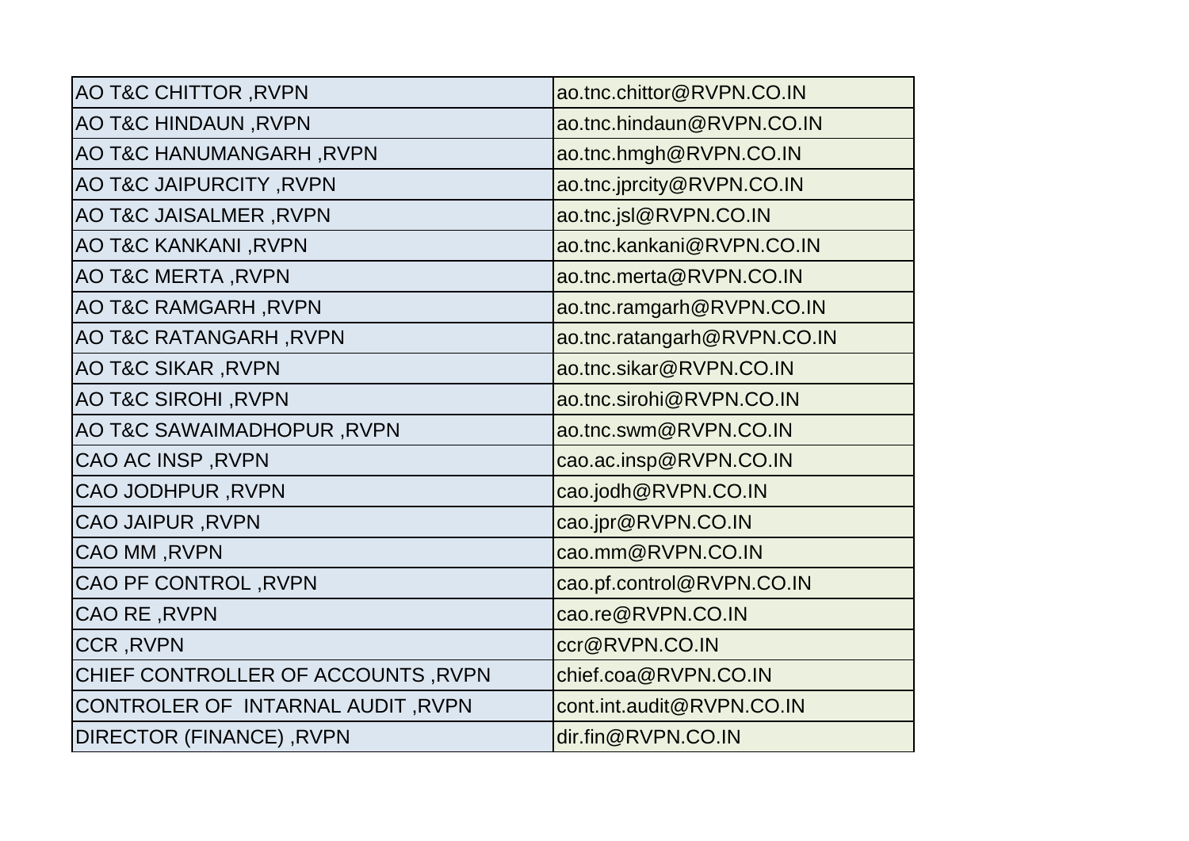| | |
|---|---|
| AO T&C CHITTOR ,RVPN | ao.tnc.chittor@RVPN.CO.IN |
| AO T&C HINDAUN ,RVPN | ao.tnc.hindaun@RVPN.CO.IN |
| AO T&C HANUMANGARH ,RVPN | ao.tnc.hmgh@RVPN.CO.IN |
| AO T&C JAIPURCITY ,RVPN | ao.tnc.jprcity@RVPN.CO.IN |
| AO T&C JAISALMER ,RVPN | ao.tnc.jsl@RVPN.CO.IN |
| AO T&C KANKANI ,RVPN | ao.tnc.kankani@RVPN.CO.IN |
| AO T&C MERTA ,RVPN | ao.tnc.merta@RVPN.CO.IN |
| AO T&C RAMGARH ,RVPN | ao.tnc.ramgarh@RVPN.CO.IN |
| AO T&C RATANGARH ,RVPN | ao.tnc.ratangarh@RVPN.CO.IN |
| AO T&C SIKAR ,RVPN | ao.tnc.sikar@RVPN.CO.IN |
| AO T&C SIROHI ,RVPN | ao.tnc.sirohi@RVPN.CO.IN |
| AO T&C SAWAIMADHOPUR ,RVPN | ao.tnc.swm@RVPN.CO.IN |
| CAO AC INSP ,RVPN | cao.ac.insp@RVPN.CO.IN |
| CAO JODHPUR ,RVPN | cao.jodh@RVPN.CO.IN |
| CAO JAIPUR ,RVPN | cao.jpr@RVPN.CO.IN |
| CAO MM ,RVPN | cao.mm@RVPN.CO.IN |
| CAO PF CONTROL ,RVPN | cao.pf.control@RVPN.CO.IN |
| CAO RE ,RVPN | cao.re@RVPN.CO.IN |
| CCR ,RVPN | ccr@RVPN.CO.IN |
| CHIEF CONTROLLER OF ACCOUNTS ,RVPN | chief.coa@RVPN.CO.IN |
| CONTROLER OF INTARNAL AUDIT ,RVPN | cont.int.audit@RVPN.CO.IN |
| DIRECTOR (FINANCE) ,RVPN | dir.fin@RVPN.CO.IN |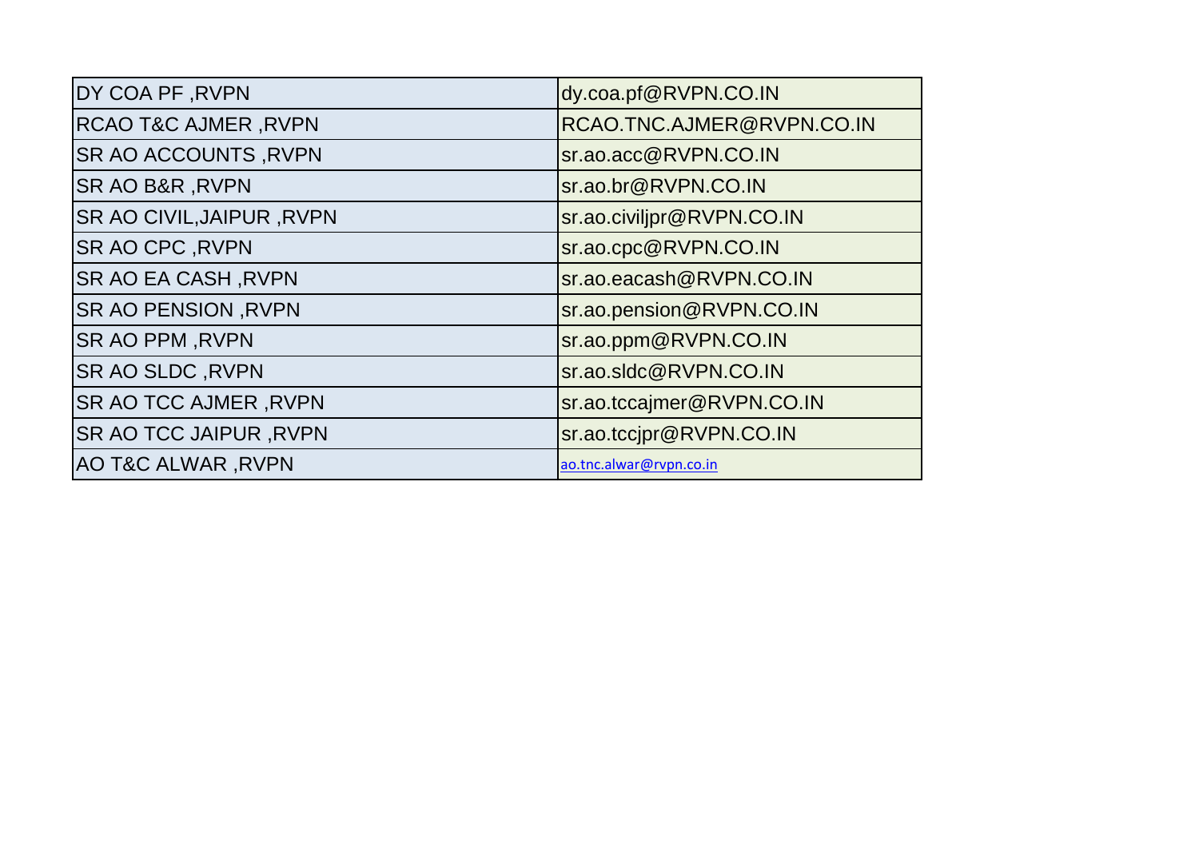| | |
|---|---|
| DY COA PF ,RVPN | dy.coa.pf@RVPN.CO.IN |
| RCAO T&C AJMER ,RVPN | RCAO.TNC.AJMER@RVPN.CO.IN |
| SR AO ACCOUNTS ,RVPN | sr.ao.acc@RVPN.CO.IN |
| SR AO B&R ,RVPN | sr.ao.br@RVPN.CO.IN |
| SR AO CIVIL,JAIPUR ,RVPN | sr.ao.civiljpr@RVPN.CO.IN |
| SR AO CPC ,RVPN | sr.ao.cpc@RVPN.CO.IN |
| SR AO EA CASH ,RVPN | sr.ao.eacash@RVPN.CO.IN |
| SR AO PENSION ,RVPN | sr.ao.pension@RVPN.CO.IN |
| SR AO PPM ,RVPN | sr.ao.ppm@RVPN.CO.IN |
| SR AO SLDC ,RVPN | sr.ao.sldc@RVPN.CO.IN |
| SR AO TCC AJMER ,RVPN | sr.ao.tccajmer@RVPN.CO.IN |
| SR AO TCC JAIPUR ,RVPN | sr.ao.tccjpr@RVPN.CO.IN |
| AO T&C ALWAR ,RVPN | ao.tnc.alwar@rvpn.co.in |